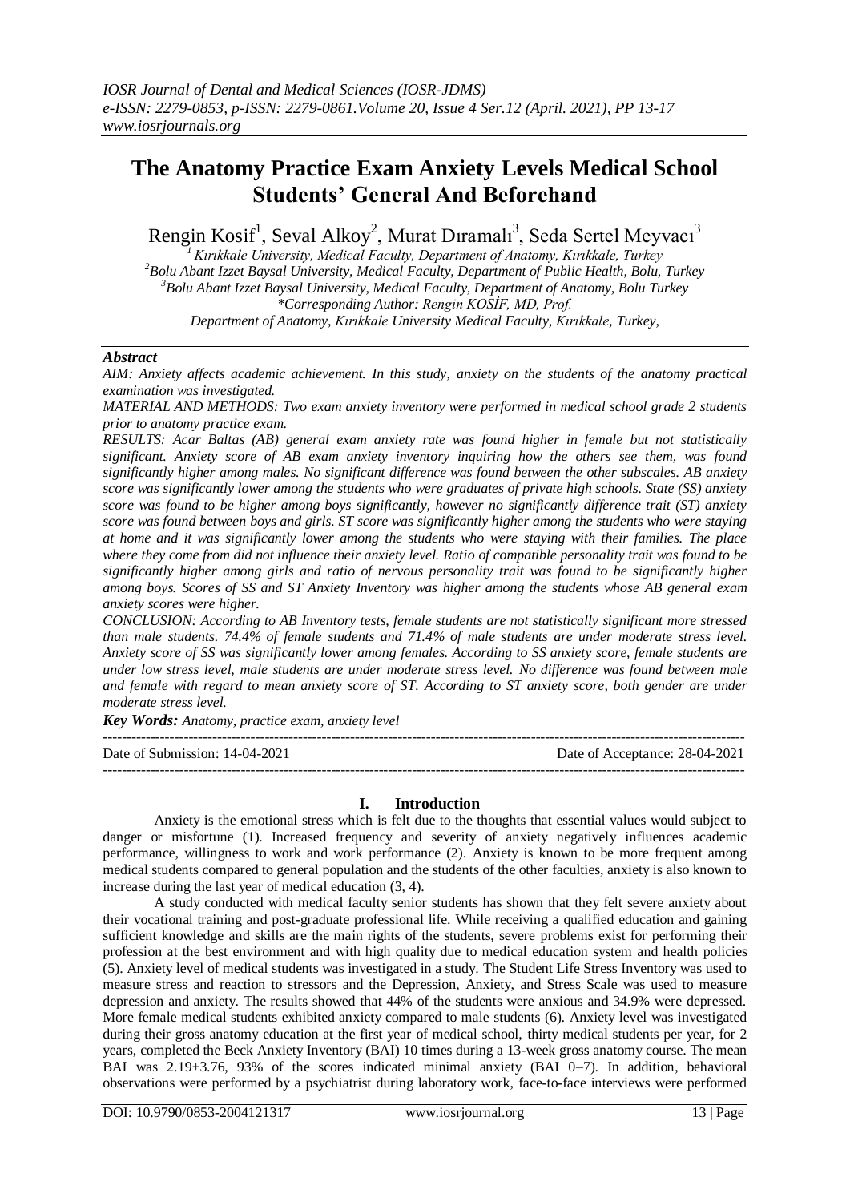# The Anatomy Practice Exam Anxiety Levels Medical School Students' General And Beforehand

Rengin Kosif[1], Seval Alkoy[2], Murat Dıramalı[3], Seda Sertel Meyvacı[3]

[1] Kırıkkale University, Medical Faculty, Department of Anatomy, Kırıkkale, Turkey
[2] Bolu Abant Izzet Baysal University, Medical Faculty, Department of Public Health, Bolu, Turkey
[3] Bolu Abant Izzet Baysal University, Medical Faculty, Department of Anatomy, Bolu Turkey
*Corresponding Author: Rengin KOSİF, MD, Prof.
Department of Anatomy, Kırıkkale University Medical Faculty, Kırıkkale, Turkey,

## Abstract

*AIM: Anxiety affects academic achievement. In this study, anxiety on the students of the anatomy practical examination was investigated.*

*MATERIAL AND METHODS: Two exam anxiety inventory were performed in medical school grade 2 students prior to anatomy practice exam.*

*RESULTS: Acar Baltas (AB) general exam anxiety rate was found higher in female but not statistically significant. Anxiety score of AB exam anxiety inventory inquiring how the others see them, was found significantly higher among males. No significant difference was found between the other subscales. AB anxiety score was significantly lower among the students who were graduates of private high schools. State (SS) anxiety score was found to be higher among boys significantly, however no significantly difference trait (ST) anxiety score was found between boys and girls. ST score was significantly higher among the students who were staying at home and it was significantly lower among the students who were staying with their families. The place where they come from did not influence their anxiety level. Ratio of compatible personality trait was found to be significantly higher among girls and ratio of nervous personality trait was found to be significantly higher among boys. Scores of SS and ST Anxiety Inventory was higher among the students whose AB general exam anxiety scores were higher.*

*CONCLUSION: According to AB Inventory tests, female students are not statistically significant more stressed than male students. 74.4% of female students and 71.4% of male students are under moderate stress level. Anxiety score of SS was significantly lower among females. According to SS anxiety score, female students are under low stress level, male students are under moderate stress level. No difference was found between male and female with regard to mean anxiety score of ST. According to ST anxiety score, both gender are under moderate stress level.*

***Key Words:*** *Anatomy, practice exam, anxiety level*

---

Date of Submission: 14-04-2021 Date of Acceptance: 28-04-2021

---

## I. Introduction

Anxiety is the emotional stress which is felt due to the thoughts that essential values would subject to danger or misfortune (1). Increased frequency and severity of anxiety negatively influences academic performance, willingness to work and work performance (2). Anxiety is known to be more frequent among medical students compared to general population and the students of the other faculties, anxiety is also known to increase during the last year of medical education (3, 4).

A study conducted with medical faculty senior students has shown that they felt severe anxiety about their vocational training and post-graduate professional life. While receiving a qualified education and gaining sufficient knowledge and skills are the main rights of the students, severe problems exist for performing their profession at the best environment and with high quality due to medical education system and health policies (5). Anxiety level of medical students was investigated in a study. The Student Life Stress Inventory was used to measure stress and reaction to stressors and the Depression, Anxiety, and Stress Scale was used to measure depression and anxiety. The results showed that 44% of the students were anxious and 34.9% were depressed. More female medical students exhibited anxiety compared to male students (6). Anxiety level was investigated during their gross anatomy education at the first year of medical school, thirty medical students per year, for 2 years, completed the Beck Anxiety Inventory (BAI) 10 times during a 13-week gross anatomy course. The mean BAI was 2.19±3.76, 93% of the scores indicated minimal anxiety (BAI 0–7). In addition, behavioral observations were performed by a psychiatrist during laboratory work, face-to-face interviews were performed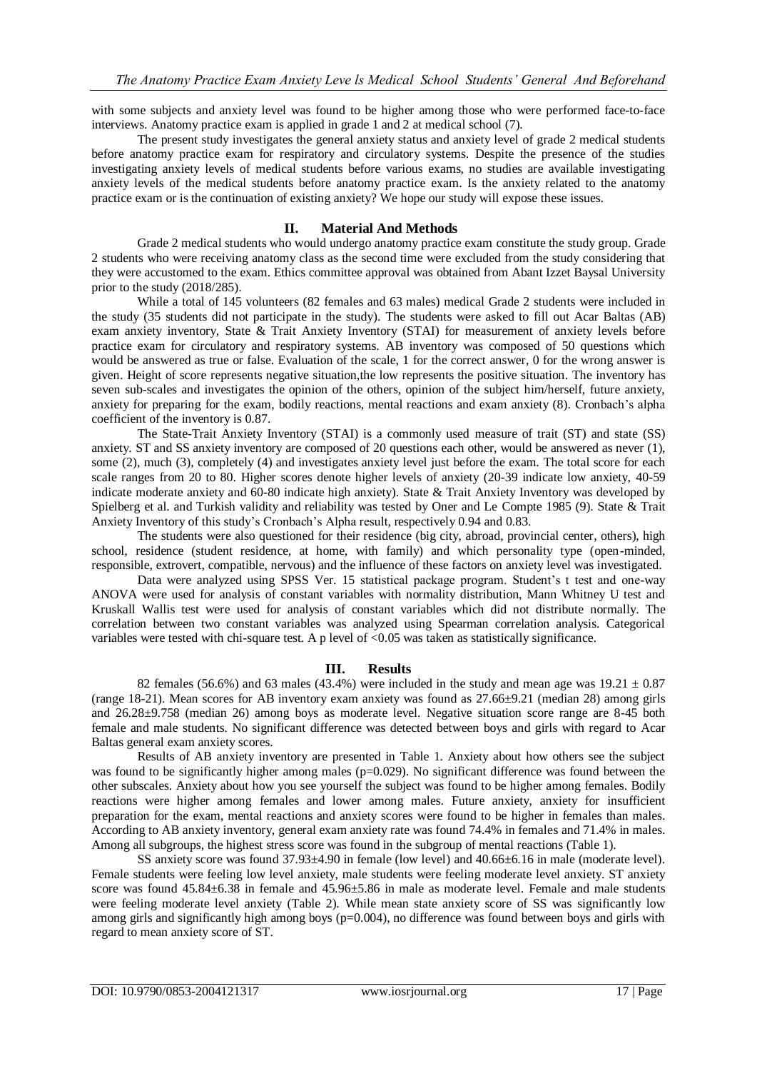with some subjects and anxiety level was found to be higher among those who were performed face-to-face interviews. Anatomy practice exam is applied in grade 1 and 2 at medical school (7).

The present study investigates the general anxiety status and anxiety level of grade 2 medical students before anatomy practice exam for respiratory and circulatory systems. Despite the presence of the studies investigating anxiety levels of medical students before various exams, no studies are available investigating anxiety levels of the medical students before anatomy practice exam. Is the anxiety related to the anatomy practice exam or is the continuation of existing anxiety? We hope our study will expose these issues.

## II. Material And Methods

Grade 2 medical students who would undergo anatomy practice exam constitute the study group. Grade 2 students who were receiving anatomy class as the second time were excluded from the study considering that they were accustomed to the exam. Ethics committee approval was obtained from Abant Izzet Baysal University prior to the study (2018/285).

While a total of 145 volunteers (82 females and 63 males) medical Grade 2 students were included in the study (35 students did not participate in the study). The students were asked to fill out Acar Baltas (AB) exam anxiety inventory, State & Trait Anxiety Inventory (STAI) for measurement of anxiety levels before practice exam for circulatory and respiratory systems. AB inventory was composed of 50 questions which would be answered as true or false. Evaluation of the scale, 1 for the correct answer, 0 for the wrong answer is given. Height of score represents negative situation,the low represents the positive situation. The inventory has seven sub-scales and investigates the opinion of the others, opinion of the subject him/herself, future anxiety, anxiety for preparing for the exam, bodily reactions, mental reactions and exam anxiety (8). Cronbach's alpha coefficient of the inventory is 0.87.

The State-Trait Anxiety Inventory (STAI) is a commonly used measure of trait (ST) and state (SS) anxiety. ST and SS anxiety inventory are composed of 20 questions each other, would be answered as never (1), some (2), much (3), completely (4) and investigates anxiety level just before the exam. The total score for each scale ranges from 20 to 80. Higher scores denote higher levels of anxiety (20-39 indicate low anxiety, 40-59 indicate moderate anxiety and 60-80 indicate high anxiety). State & Trait Anxiety Inventory was developed by Spielberg et al. and Turkish validity and reliability was tested by Oner and Le Compte 1985 (9). State & Trait Anxiety Inventory of this study's Cronbach's Alpha result, respectively 0.94 and 0.83.

The students were also questioned for their residence (big city, abroad, provincial center, others), high school, residence (student residence, at home, with family) and which personality type (open-minded, responsible, extrovert, compatible, nervous) and the influence of these factors on anxiety level was investigated.

Data were analyzed using SPSS Ver. 15 statistical package program. Student's t test and one-way ANOVA were used for analysis of constant variables with normality distribution, Mann Whitney U test and Kruskall Wallis test were used for analysis of constant variables which did not distribute normally. The correlation between two constant variables was analyzed using Spearman correlation analysis. Categorical variables were tested with chi-square test. A p level of $<0.05$ was taken as statistically significance.

## III. Results

82 females (56.6%) and 63 males (43.4%) were included in the study and mean age was $19.21 \pm 0.87$ (range 18-21). Mean scores for AB inventory exam anxiety was found as $27.66 \pm 9.21$ (median 28) among girls and $26.28 \pm 9.758$ (median 26) among boys as moderate level. Negative situation score range are 8-45 both female and male students. No significant difference was detected between boys and girls with regard to Acar Baltas general exam anxiety scores.

Results of AB anxiety inventory are presented in Table 1. Anxiety about how others see the subject was found to be significantly higher among males ($p=0.029$). No significant difference was found between the other subscales. Anxiety about how you see yourself the subject was found to be higher among females. Bodily reactions were higher among females and lower among males. Future anxiety, anxiety for insufficient preparation for the exam, mental reactions and anxiety scores were found to be higher in females than males. According to AB anxiety inventory, general exam anxiety rate was found 74.4% in females and 71.4% in males. Among all subgroups, the highest stress score was found in the subgroup of mental reactions (Table 1).

SS anxiety score was found $37.93 \pm 4.90$ in female (low level) and $40.66 \pm 6.16$ in male (moderate level). Female students were feeling low level anxiety, male students were feeling moderate level anxiety. ST anxiety score was found $45.84 \pm 6.38$ in female and $45.96 \pm 5.86$ in male as moderate level. Female and male students were feeling moderate level anxiety (Table 2). While mean state anxiety score of SS was significantly low among girls and significantly high among boys ($p=0.004$), no difference was found between boys and girls with regard to mean anxiety score of ST.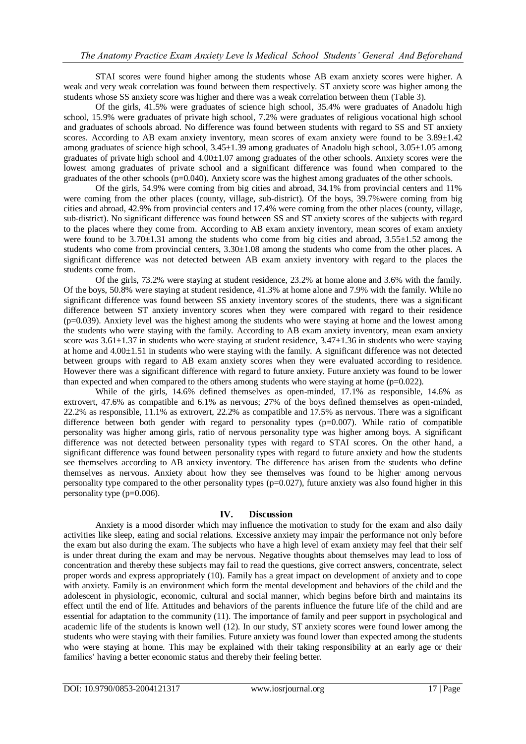STAI scores were found higher among the students whose AB exam anxiety scores were higher. A weak and very weak correlation was found between them respectively. ST anxiety score was higher among the students whose SS anxiety score was higher and there was a weak correlation between them (Table 3).

Of the girls, 41.5% were graduates of science high school, 35.4% were graduates of Anadolu high school, 15.9% were graduates of private high school, 7.2% were graduates of religious vocational high school and graduates of schools abroad. No difference was found between students with regard to SS and ST anxiety scores. According to AB exam anxiety inventory, mean scores of exam anxiety were found to be 3.89±1.42 among graduates of science high school, 3.45±1.39 among graduates of Anadolu high school, 3.05±1.05 among graduates of private high school and 4.00±1.07 among graduates of the other schools. Anxiety scores were the lowest among graduates of private school and a significant difference was found when compared to the graduates of the other schools (p=0.040). Anxiety score was the highest among graduates of the other schools.

Of the girls, 54.9% were coming from big cities and abroad, 34.1% from provincial centers and 11% were coming from the other places (county, village, sub-district). Of the boys, 39.7%were coming from big cities and abroad, 42.9% from provincial centers and 17.4% were coming from the other places (county, village, sub-district). No significant difference was found between SS and ST anxiety scores of the subjects with regard to the places where they come from. According to AB exam anxiety inventory, mean scores of exam anxiety were found to be 3.70±1.31 among the students who come from big cities and abroad, 3.55±1.52 among the students who come from provincial centers, 3.30±1.08 among the students who come from the other places. A significant difference was not detected between AB exam anxiety inventory with regard to the places the students come from.

Of the girls, 73.2% were staying at student residence, 23.2% at home alone and 3.6% with the family. Of the boys, 50.8% were staying at student residence, 41.3% at home alone and 7.9% with the family. While no significant difference was found between SS anxiety inventory scores of the students, there was a significant difference between ST anxiety inventory scores when they were compared with regard to their residence (p=0.039). Anxiety level was the highest among the students who were staying at home and the lowest among the students who were staying with the family. According to AB exam anxiety inventory, mean exam anxiety score was 3.61±1.37 in students who were staying at student residence, 3.47±1.36 in students who were staying at home and 4.00±1.51 in students who were staying with the family. A significant difference was not detected between groups with regard to AB exam anxiety scores when they were evaluated according to residence. However there was a significant difference with regard to future anxiety. Future anxiety was found to be lower than expected and when compared to the others among students who were staying at home (p=0.022).

While of the girls, 14.6% defined themselves as open-minded, 17.1% as responsible, 14.6% as extrovert, 47.6% as compatible and 6.1% as nervous; 27% of the boys defined themselves as open-minded, 22.2% as responsible, 11.1% as extrovert, 22.2% as compatible and 17.5% as nervous. There was a significant difference between both gender with regard to personality types (p=0.007). While ratio of compatible personality was higher among girls, ratio of nervous personality type was higher among boys. A significant difference was not detected between personality types with regard to STAI scores. On the other hand, a significant difference was found between personality types with regard to future anxiety and how the students see themselves according to AB anxiety inventory. The difference has arisen from the students who define themselves as nervous. Anxiety about how they see themselves was found to be higher among nervous personality type compared to the other personality types (p=0.027), future anxiety was also found higher in this personality type (p=0.006).

## IV. Discussion

Anxiety is a mood disorder which may influence the motivation to study for the exam and also daily activities like sleep, eating and social relations. Excessive anxiety may impair the performance not only before the exam but also during the exam. The subjects who have a high level of exam anxiety may feel that their self is under threat during the exam and may be nervous. Negative thoughts about themselves may lead to loss of concentration and thereby these subjects may fail to read the questions, give correct answers, concentrate, select proper words and express appropriately (10). Family has a great impact on development of anxiety and to cope with anxiety. Family is an environment which form the mental development and behaviors of the child and the adolescent in physiologic, economic, cultural and social manner, which begins before birth and maintains its effect until the end of life. Attitudes and behaviors of the parents influence the future life of the child and are essential for adaptation to the community (11). The importance of family and peer support in psychological and academic life of the students is known well (12). In our study, ST anxiety scores were found lower among the students who were staying with their families. Future anxiety was found lower than expected among the students who were staying at home. This may be explained with their taking responsibility at an early age or their families' having a better economic status and thereby their feeling better.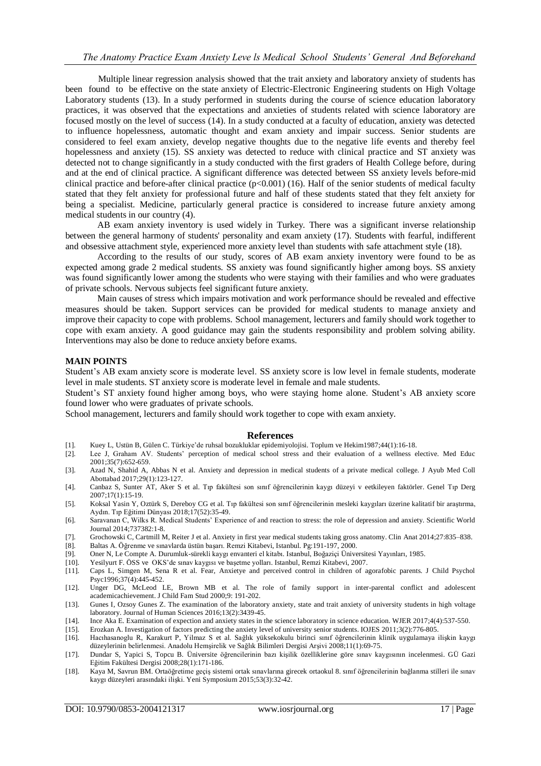Multiple linear regression analysis showed that the trait anxiety and laboratory anxiety of students has been found to be effective on the state anxiety of Electric-Electronic Engineering students on High Voltage Laboratory students (13). In a study performed in students during the course of science education laboratory practices, it was observed that the expectations and anxieties of students related with science laboratory are focused mostly on the level of success (14). In a study conducted at a faculty of education, anxiety was detected to influence hopelessness, automatic thought and exam anxiety and impair success. Senior students are considered to feel exam anxiety, develop negative thoughts due to the negative life events and thereby feel hopelessness and anxiety (15). SS anxiety was detected to reduce with clinical practice and ST anxiety was detected not to change significantly in a study conducted with the first graders of Health College before, during and at the end of clinical practice. A significant difference was detected between SS anxiety levels before-mid clinical practice and before-after clinical practice ($p<0.001$) (16). Half of the senior students of medical faculty stated that they felt anxiety for professional future and half of these students stated that they felt anxiety for being a specialist. Medicine, particularly general practice is considered to increase future anxiety among medical students in our country (4).

AB exam anxiety inventory is used widely in Turkey. There was a significant inverse relationship between the general harmony of students' personality and exam anxiety (17). Students with fearful, indifferent and obsessive attachment style, experienced more anxiety level than students with safe attachment style (18).

According to the results of our study, scores of AB exam anxiety inventory were found to be as expected among grade 2 medical students. SS anxiety was found significantly higher among boys. SS anxiety was found significantly lower among the students who were staying with their families and who were graduates of private schools. Nervous subjects feel significant future anxiety.

Main causes of stress which impairs motivation and work performance should be revealed and effective measures should be taken. Support services can be provided for medical students to manage anxiety and improve their capacity to cope with problems. School management, lecturers and family should work together to cope with exam anxiety. A good guidance may gain the students responsibility and problem solving ability. Interventions may also be done to reduce anxiety before exams.

**MAIN POINTS**

Student's AB exam anxiety score is moderate level. SS anxiety score is low level in female students, moderate level in male students. ST anxiety score is moderate level in female and male students.

Student's ST anxiety found higher among boys, who were staying home alone. Student's AB anxiety score found lower who were graduates of private schools.

School management, lecturers and family should work together to cope with exam anxiety.

## References

[1]. Kuey L, Ustün B, Gülen C. Türkiye'de ruhsal bozukluklar epidemiyolojisi. Toplum ve Hekim1987;44(1):16-18.

[2]. Lee J, Graham AV. Students' perception of medical school stress and their evaluation of a wellness elective. Med Educ 2001;35(7):652-659.

[3]. Azad N, Shahid A, Abbas N et al. Anxiety and depression in medical students of a private medical college. J Ayub Med Coll Abottabad 2017;29(1):123-127.

[4]. Canbaz S, Sunter AT, Aker S et al. Tıp fakültesi son sınıf öğrencilerinin kaygı düzeyi v eetkileyen faktörler. Genel Tıp Derg 2007;17(1):15-19.

[5]. Koksal Yasin Y, Oztürk S, Dereboy CG et al. Tıp fakültesi son sınıf öğrencilerinin mesleki kaygıları üzerine kalitatif bir araştırma, Aydın. Tıp Eğitimi Dünyası 2018;17(52):35-49.

[6]. Saravanan C, Wilks R. Medical Students' Experience of and reaction to stress: the role of depression and anxiety. Scientific World Journal 2014;737382:1-8.

[7]. Grochowski C, Cartmill M, Reiter J et al. Anxiety in first year medical students taking gross anatomy. Clin Anat 2014;27:835–838.

[8]. Baltas A. Öğrenme ve sınavlarda üstün başarı. Remzi Kitabevi, Istanbul. Pg:191-197, 2000.

[9]. Oner N, Le Compte A. Durumluk-sürekli kaygı envanteri el kitabı. Istanbul, Boğaziçi Üniversitesi Yayınları, 1985.

[10]. Yesilyurt F. ÖSS ve OKS'de sınav kaygısı ve başetme yolları. Istanbul, Remzi Kitabevi, 2007.

[11]. Caps L, Simgen M, Sena R et al. Fear, Anxietye and perceived control in children of agorafobic parents. J Child Psychol Psyc1996;37(4):445-452.

[12]. Unger DG, McLeod LE, Brown MB et al. The role of family support in inter-parental conflict and adolescent academicachievement. J Child Fam Stud 2000;9: 191-202.

[13]. Gunes I, Ozsoy Gunes Z. The examination of the laboratory anxiety, state and trait anxiety of university students in high voltage laboratory. Journal of Human Sciences 2016;13(2):3439-45.

[14]. Ince Aka E. Examination of expection and anxiety states in the science laboratory in science education. WJER 2017;4(4):537-550.

[15]. Erozkan A. Investigation of factors predicting the anxiety level of university senior students. IOJES 2011;3(2):776-805.

[16]. Hacıhasanoglu R, Karakurt P, Yilmaz S et al. Sağlık yüksekokulu birinci sınıf öğrencilerinin klinik uygulamaya ilişkin kaygı düzeylerinin belirlenmesi. Anadolu Hemşirelik ve Sağlık Bilimleri Dergisi Arşivi 2008;11(1):69-75.

[17]. Dundar S, Yapici S, Topcu B. Üniversite öğrencilerinin bazı kişilik özelliklerine göre sınav kaygısının incelenmesi. GÜ Gazi Eğitim Fakültesi Dergisi 2008;28(1):171-186.

[18]. Kaya M, Savrun BM. Ortaöğretime geçiş sistemi ortak sınavlarına girecek ortaokul 8. sınıf öğrencilerinin bağlanma stilleri ile sınav kaygı düzeyleri arasındaki ilişki. Yeni Symposium 2015;53(3):32-42.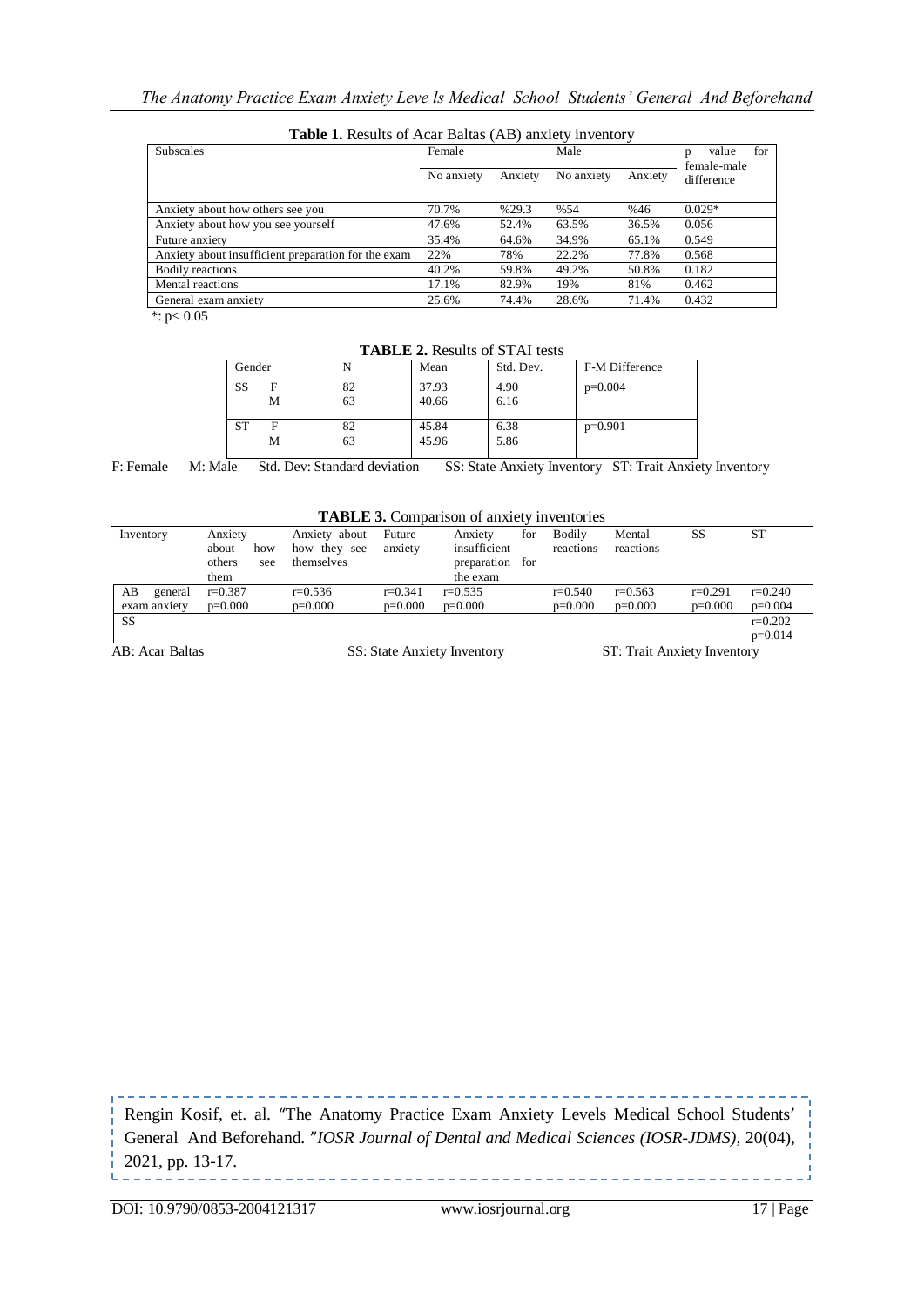**Table 1.** Results of Acar Baltas (AB) anxiety inventory

| Subscales | Female | | Male | | p value for female-male difference |
|---|---|---|---|---|---|
| | No anxiety | Anxiety | No anxiety | Anxiety | |
| Anxiety about how others see you | 70.7% | %29.3 | %54 | %46 | 0.029* |
| Anxiety about how you see yourself | 47.6% | 52.4% | 63.5% | 36.5% | 0.056 |
| Future anxiety | 35.4% | 64.6% | 34.9% | 65.1% | 0.549 |
| Anxiety about insufficient preparation for the exam | 22% | 78% | 22.2% | 77.8% | 0.568 |
| Bodily reactions | 40.2% | 59.8% | 49.2% | 50.8% | 0.182 |
| Mental reactions | 17.1% | 82.9% | 19% | 81% | 0.462 |
| General exam anxiety | 25.6% | 74.4% | 28.6% | 71.4% | 0.432 |

*: p< 0.05

**TABLE 2.** Results of STAI tests

| Gender | | N | Mean | Std. Dev. | F-M Difference |
|---|---|---|---|---|---|
| SS | F | 82 | 37.93 | 4.90 | p=0.004 |
| | M | 63 | 40.66 | 6.16 | |
| ST | F | 82 | 45.84 | 6.38 | p=0.901 |
| | M | 63 | 45.96 | 5.86 | |

F: Female M: Male Std. Dev: Standard deviation SS: State Anxiety Inventory ST: Trait Anxiety Inventory

**TABLE 3.** Comparison of anxiety inventories

| Inventory | Anxiety about how others see them | Anxiety about how they see themselves | Future anxiety | Anxiety for insufficient preparation for the exam | Bodily reactions | Mental reactions | SS | ST |
|---|---|---|---|---|---|---|---|---|
| AB general exam anxiety | r=0.387 p=0.000 | r=0.536 p=0.000 | r=0.341 p=0.000 | r=0.535 p=0.000 | r=0.540 p=0.000 | r=0.563 p=0.000 | r=0.291 p=0.000 | r=0.240 p=0.004 |
| SS | | | | | | | | r=0.202 p=0.014 |

AB: Acar Baltas SS: State Anxiety Inventory ST: Trait Anxiety Inventory

Rengin Kosif, et. al. "The Anatomy Practice Exam Anxiety Levels Medical School Students' General And Beforehand. "*IOSR Journal of Dental and Medical Sciences (IOSR-JDMS)*, 20(04), 2021, pp. 13-17.